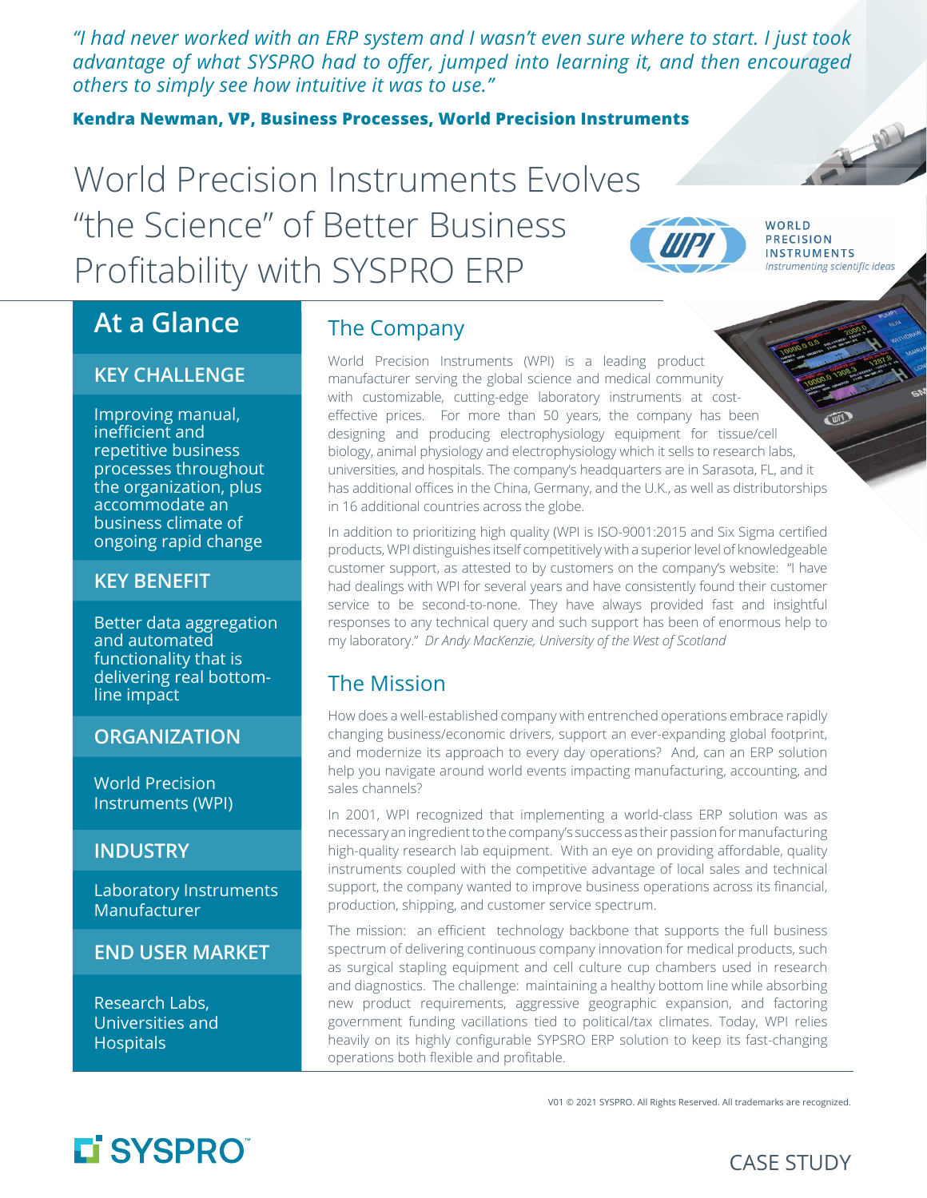*"I had never worked with an ERP system and I wasn't even sure where to start. I just took advantage of what SYSPRO had to offer, jumped into learning it, and then encouraged others to simply see how intuitive it was to use."*

**Kendra Newman, VP, Business Processes, World Precision Instruments**

# World Precision Instruments Evolves "the Science" of Better Business Profitability with SYSPRO ERP

WORLD PRECISION INSTRUMENTS
*Instrumenting scientific ideas*

## At a Glance

### KEY CHALLENGE

Improving manual, inefficient and repetitive business processes throughout the organization, plus accommodate an business climate of ongoing rapid change

### KEY BENEFIT

Better data aggregation and automated functionality that is delivering real bottom-line impact

### ORGANIZATION

World Precision Instruments (WPI)

### INDUSTRY

Laboratory Instruments Manufacturer

### END USER MARKET

Research Labs, Universities and Hospitals

## The Company

World Precision Instruments (WPI) is a leading product manufacturer serving the global science and medical community with customizable, cutting-edge laboratory instruments at cost-effective prices. For more than 50 years, the company has been designing and producing electrophysiology equipment for tissue/cell biology, animal physiology and electrophysiology which it sells to research labs, universities, and hospitals. The company's headquarters are in Sarasota, FL, and it has additional offices in the China, Germany, and the U.K., as well as distributorships in 16 additional countries across the globe.

In addition to prioritizing high quality (WPI is ISO-9001:2015 and Six Sigma certified products, WPI distinguishes itself competitively with a superior level of knowledgeable customer support, as attested to by customers on the company's website: "I have had dealings with WPI for several years and have consistently found their customer service to be second-to-none. They have always provided fast and insightful responses to any technical query and such support has been of enormous help to my laboratory." *Dr Andy MacKenzie, University of the West of Scotland*

## The Mission

How does a well-established company with entrenched operations embrace rapidly changing business/economic drivers, support an ever-expanding global footprint, and modernize its approach to every day operations? And, can an ERP solution help you navigate around world events impacting manufacturing, accounting, and sales channels?

In 2001, WPI recognized that implementing a world-class ERP solution was as necessary an ingredient to the company's success as their passion for manufacturing high-quality research lab equipment. With an eye on providing affordable, quality instruments coupled with the competitive advantage of local sales and technical support, the company wanted to improve business operations across its financial, production, shipping, and customer service spectrum.

The mission: an efficient technology backbone that supports the full business spectrum of delivering continuous company innovation for medical products, such as surgical stapling equipment and cell culture cup chambers used in research and diagnostics. The challenge: maintaining a healthy bottom line while absorbing new product requirements, aggressive geographic expansion, and factoring government funding vacillations tied to political/tax climates. Today, WPI relies heavily on its highly configurable SYPSRO ERP solution to keep its fast-changing operations both flexible and profitable.

V01 © 2021 SYSPRO. All Rights Reserved. All trademarks are recognized.

SYSPRO

CASE STUDY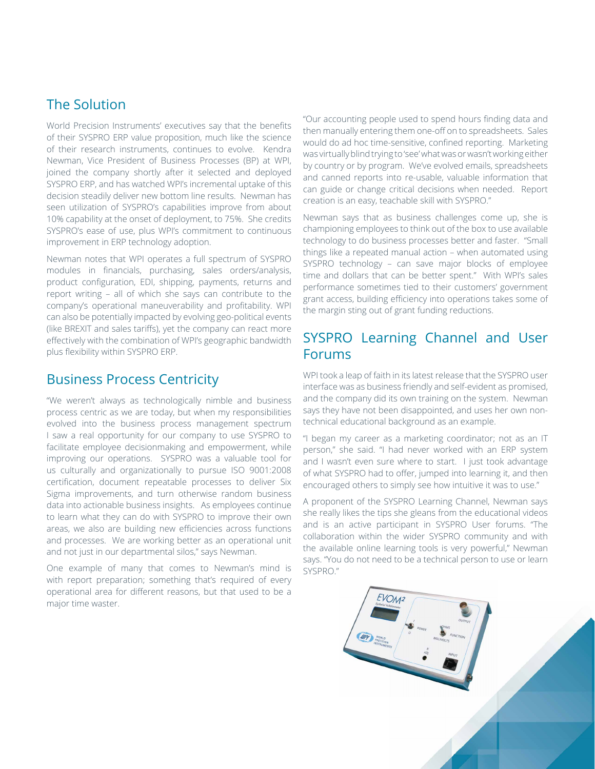## The Solution

World Precision Instruments' executives say that the benefits of their SYSPRO ERP value proposition, much like the science of their research instruments, continues to evolve. Kendra Newman, Vice President of Business Processes (BP) at WPI, joined the company shortly after it selected and deployed SYSPRO ERP, and has watched WPI's incremental uptake of this decision steadily deliver new bottom line results. Newman has seen utilization of SYSPRO's capabilities improve from about 10% capability at the onset of deployment, to 75%. She credits SYSPRO's ease of use, plus WPI's commitment to continuous improvement in ERP technology adoption.

Newman notes that WPI operates a full spectrum of SYSPRO modules in financials, purchasing, sales orders/analysis, product configuration, EDI, shipping, payments, returns and report writing – all of which she says can contribute to the company's operational maneuverability and profitability. WPI can also be potentially impacted by evolving geo-political events (like BREXIT and sales tariffs), yet the company can react more effectively with the combination of WPI's geographic bandwidth plus flexibility within SYSPRO ERP.

## Business Process Centricity

"We weren't always as technologically nimble and business process centric as we are today, but when my responsibilities evolved into the business process management spectrum I saw a real opportunity for our company to use SYSPRO to facilitate employee decisionmaking and empowerment, while improving our operations. SYSPRO was a valuable tool for us culturally and organizationally to pursue ISO 9001:2008 certification, document repeatable processes to deliver Six Sigma improvements, and turn otherwise random business data into actionable business insights. As employees continue to learn what they can do with SYSPRO to improve their own areas, we also are building new efficiencies across functions and processes. We are working better as an operational unit and not just in our departmental silos," says Newman.

One example of many that comes to Newman's mind is with report preparation; something that's required of every operational area for different reasons, but that used to be a major time waster.

"Our accounting people used to spend hours finding data and then manually entering them one-off on to spreadsheets. Sales would do ad hoc time-sensitive, confined reporting. Marketing was virtually blind trying to 'see' what was or wasn't working either by country or by program. We've evolved emails, spreadsheets and canned reports into re-usable, valuable information that can guide or change critical decisions when needed. Report creation is an easy, teachable skill with SYSPRO."

Newman says that as business challenges come up, she is championing employees to think out of the box to use available technology to do business processes better and faster. "Small things like a repeated manual action – when automated using SYSPRO technology – can save major blocks of employee time and dollars that can be better spent." With WPI's sales performance sometimes tied to their customers' government grant access, building efficiency into operations takes some of the margin sting out of grant funding reductions.

## SYSPRO Learning Channel and User Forums

WPI took a leap of faith in its latest release that the SYSPRO user interface was as business friendly and self-evident as promised, and the company did its own training on the system. Newman says they have not been disappointed, and uses her own non-technical educational background as an example.

"I began my career as a marketing coordinator; not as an IT person," she said. "I had never worked with an ERP system and I wasn't even sure where to start. I just took advantage of what SYSPRO had to offer, jumped into learning it, and then encouraged others to simply see how intuitive it was to use."

A proponent of the SYSPRO Learning Channel, Newman says she really likes the tips she gleans from the educational videos and is an active participant in SYSPRO User forums. "The collaboration within the wider SYSPRO community and with the available online learning tools is very powerful," Newman says. "You do not need to be a technical person to use or learn SYSPRO."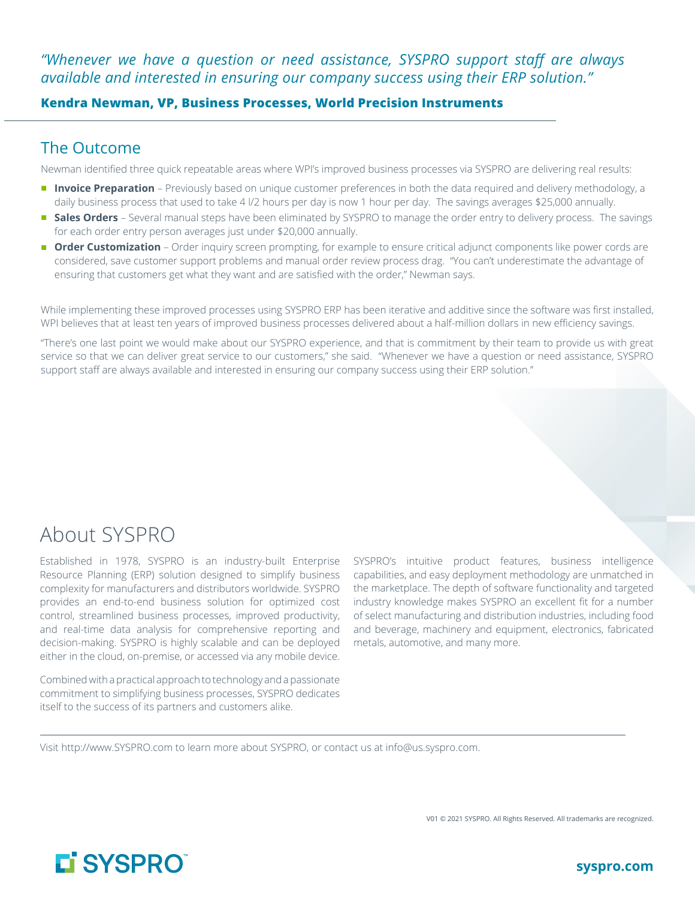*"Whenever we have a question or need assistance, SYSPRO support staff are always available and interested in ensuring our company success using their ERP solution."*

**Kendra Newman, VP, Business Processes, World Precision Instruments**

## The Outcome

Newman identified three quick repeatable areas where WPI's improved business processes via SYSPRO are delivering real results:

- **Invoice Preparation** – Previously based on unique customer preferences in both the data required and delivery methodology, a daily business process that used to take 4 l/2 hours per day is now 1 hour per day. The savings averages $25,000 annually.
- **Sales Orders** – Several manual steps have been eliminated by SYSPRO to manage the order entry to delivery process. The savings for each order entry person averages just under $20,000 annually.
- **Order Customization** – Order inquiry screen prompting, for example to ensure critical adjunct components like power cords are considered, save customer support problems and manual order review process drag. "You can't underestimate the advantage of ensuring that customers get what they want and are satisfied with the order," Newman says.

While implementing these improved processes using SYSPRO ERP has been iterative and additive since the software was first installed, WPI believes that at least ten years of improved business processes delivered about a half-million dollars in new efficiency savings.

"There's one last point we would make about our SYSPRO experience, and that is commitment by their team to provide us with great service so that we can deliver great service to our customers," she said. "Whenever we have a question or need assistance, SYSPRO support staff are always available and interested in ensuring our company success using their ERP solution."

# About SYSPRO

Established in 1978, SYSPRO is an industry-built Enterprise Resource Planning (ERP) solution designed to simplify business complexity for manufacturers and distributors worldwide. SYSPRO provides an end-to-end business solution for optimized cost control, streamlined business processes, improved productivity, and real-time data analysis for comprehensive reporting and decision-making. SYSPRO is highly scalable and can be deployed either in the cloud, on-premise, or accessed via any mobile device.

Combined with a practical approach to technology and a passionate commitment to simplifying business processes, SYSPRO dedicates itself to the success of its partners and customers alike.

SYSPRO's intuitive product features, business intelligence capabilities, and easy deployment methodology are unmatched in the marketplace. The depth of software functionality and targeted industry knowledge makes SYSPRO an excellent fit for a number of select manufacturing and distribution industries, including food and beverage, machinery and equipment, electronics, fabricated metals, automotive, and many more.

Visit http://www.SYSPRO.com to learn more about SYSPRO, or contact us at info@us.syspro.com.

V01 © 2021 SYSPRO. All Rights Reserved. All trademarks are recognized.

SYSPRO™

syspro.com